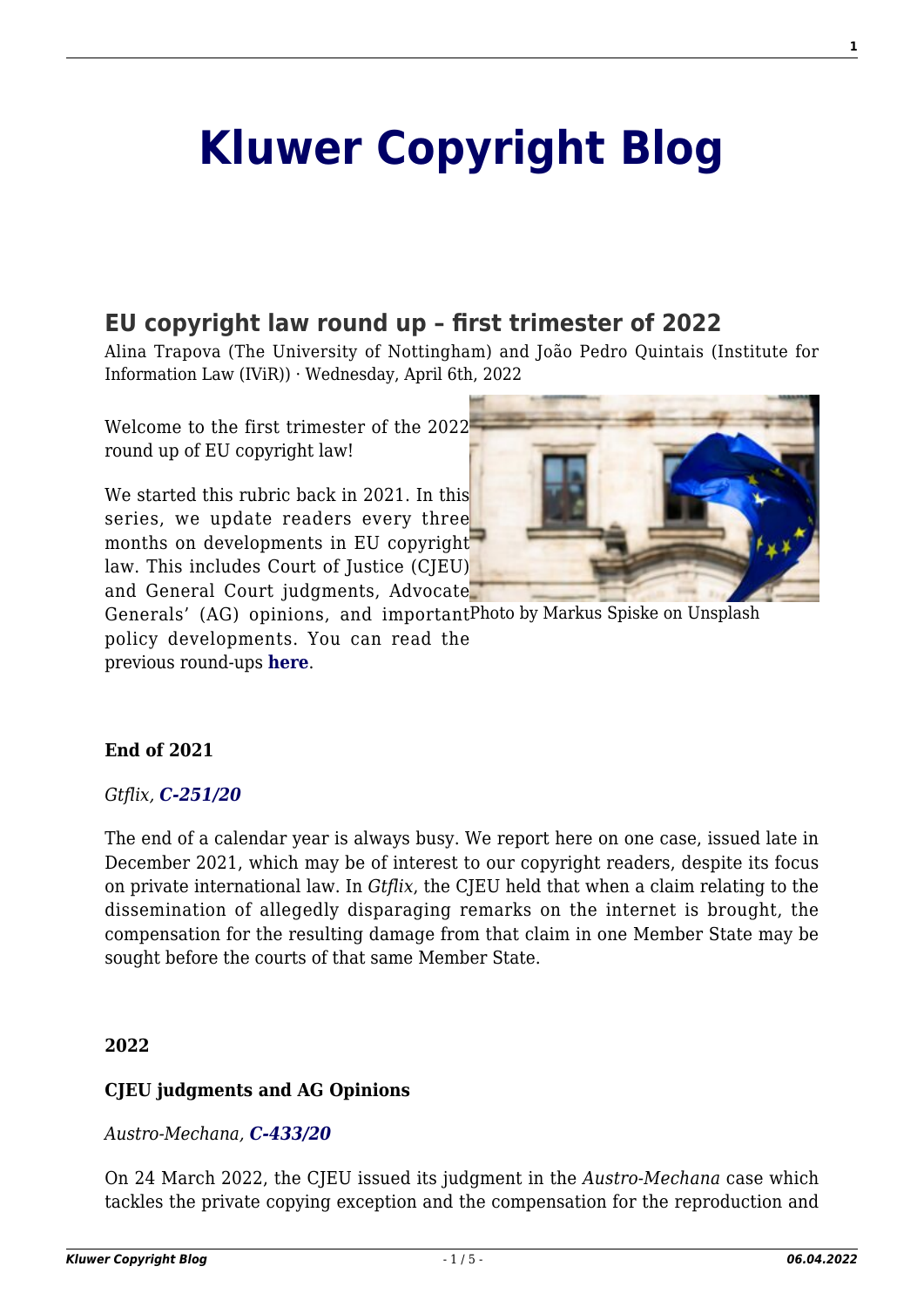# Kluwer Copyright Blog

## EU copyright law round up – first trimester of 2022

Alina Trapova (The University of Nottingham) and João Pedro Quintais (Institute for Information Law (IViR)) · Wednesday, April 6th, 2022

Welcome to the first trimester of the 2022 round up of EU copyright law!

We started this rubric back in 2021. In this series, we update readers every three months on developments in EU copyright law. This includes Court of Justice (CJEU) and General Court judgments, Advocate Generals' (AG) opinions, and important policy developments. You can read the previous round-ups **here**.

Photo by Markus Spiske on Unsplash

**End of 2021**

*Gtflix, **C-251/20***

The end of a calendar year is always busy. We report here on one case, issued late in December 2021, which may be of interest to our copyright readers, despite its focus on private international law. In *Gtflix*, the CJEU held that when a claim relating to the dissemination of allegedly disparaging remarks on the internet is brought, the compensation for the resulting damage from that claim in one Member State may be sought before the courts of that same Member State.

**2022**

**CJEU judgments and AG Opinions**

*Austro-Mechana, **C-433/20***

On 24 March 2022, the CJEU issued its judgment in the *Austro-Mechana* case which tackles the private copying exception and the compensation for the reproduction and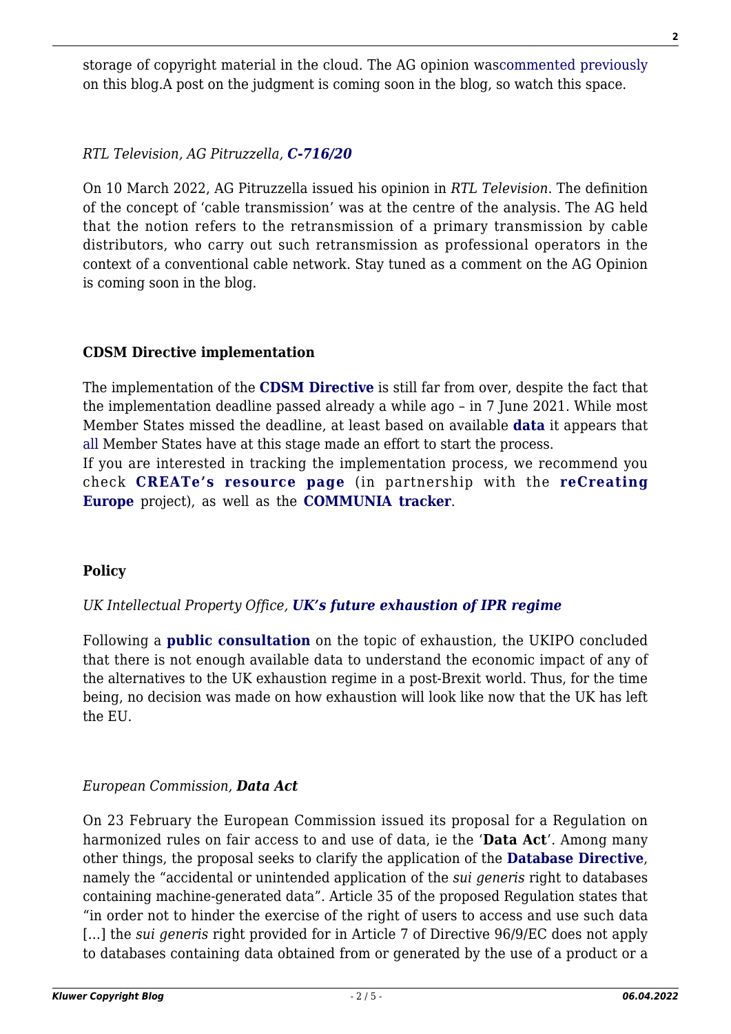storage of copyright material in the cloud. The AG opinion wascommented previously on this blog.A post on the judgment is coming soon in the blog, so watch this space.

*RTL Television, AG Pitruzzella, **C-716/20***

On 10 March 2022, AG Pitruzzella issued his opinion in *RTL Television*. The definition of the concept of 'cable transmission' was at the centre of the analysis. The AG held that the notion refers to the retransmission of a primary transmission by cable distributors, who carry out such retransmission as professional operators in the context of a conventional cable network. Stay tuned as a comment on the AG Opinion is coming soon in the blog.

**CDSM Directive implementation**

The implementation of the **CDSM Directive** is still far from over, despite the fact that the implementation deadline passed already a while ago – in 7 June 2021. While most Member States missed the deadline, at least based on available **data** it appears that all Member States have at this stage made an effort to start the process.
If you are interested in tracking the implementation process, we recommend you check **CREATe's resource page** (in partnership with the **reCreating Europe** project), as well as the **COMMUNIA tracker**.

**Policy**

*UK Intellectual Property Office, **UK's future exhaustion of IPR regime***

Following a **public consultation** on the topic of exhaustion, the UKIPO concluded that there is not enough available data to understand the economic impact of any of the alternatives to the UK exhaustion regime in a post-Brexit world. Thus, for the time being, no decision was made on how exhaustion will look like now that the UK has left the EU.

*European Commission, **Data Act***

On 23 February the European Commission issued its proposal for a Regulation on harmonized rules on fair access to and use of data, ie the '**Data Act**'. Among many other things, the proposal seeks to clarify the application of the **Database Directive**, namely the "accidental or unintended application of the *sui generis* right to databases containing machine-generated data". Article 35 of the proposed Regulation states that "in order not to hinder the exercise of the right of users to access and use such data [...] the *sui generis* right provided for in Article 7 of Directive 96/9/EC does not apply to databases containing data obtained from or generated by the use of a product or a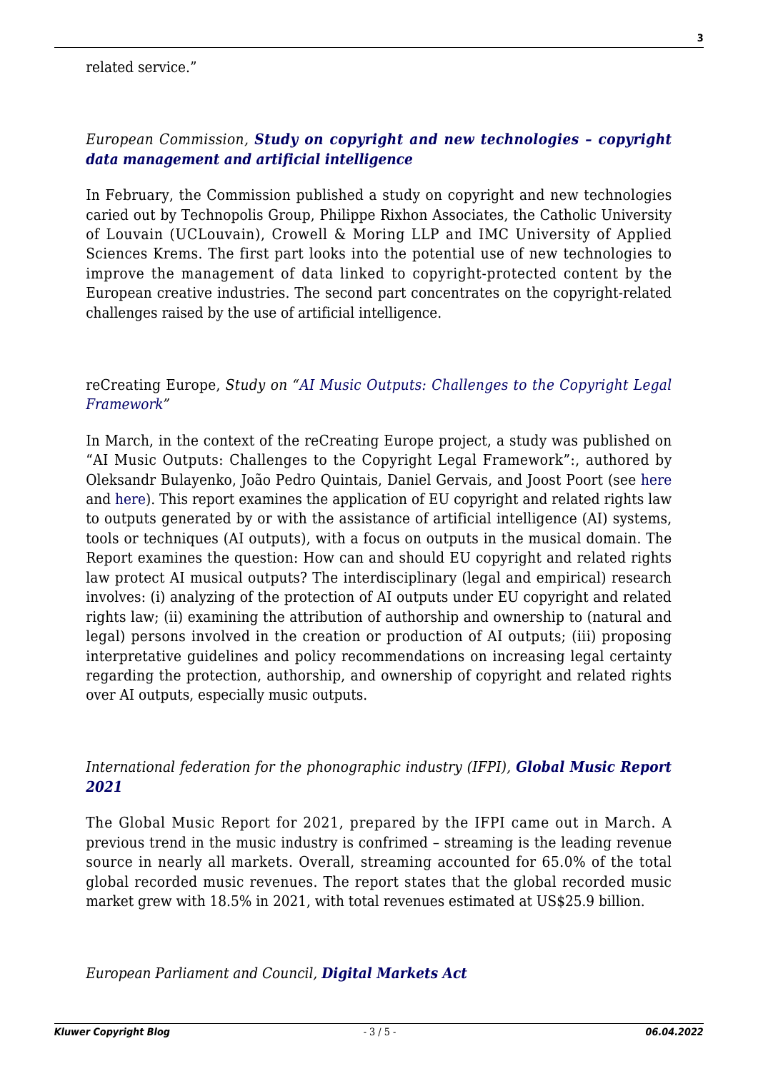related service."

*European Commission, **Study on copyright and new technologies – copyright data management and artificial intelligence***

In February, the Commission published a study on copyright and new technologies caried out by Technopolis Group, Philippe Rixhon Associates, the Catholic University of Louvain (UCLouvain), Crowell & Moring LLP and IMC University of Applied Sciences Krems. The first part looks into the potential use of new technologies to improve the management of data linked to copyright-protected content by the European creative industries. The second part concentrates on the copyright-related challenges raised by the use of artificial intelligence.

reCreating Europe, *Study on "AI Music Outputs: Challenges to the Copyright Legal Framework"*

In March, in the context of the reCreating Europe project, a study was published on "AI Music Outputs: Challenges to the Copyright Legal Framework":, authored by Oleksandr Bulayenko, João Pedro Quintais, Daniel Gervais, and Joost Poort (see here and here). This report examines the application of EU copyright and related rights law to outputs generated by or with the assistance of artificial intelligence (AI) systems, tools or techniques (AI outputs), with a focus on outputs in the musical domain. The Report examines the question: How can and should EU copyright and related rights law protect AI musical outputs? The interdisciplinary (legal and empirical) research involves: (i) analyzing of the protection of AI outputs under EU copyright and related rights law; (ii) examining the attribution of authorship and ownership to (natural and legal) persons involved in the creation or production of AI outputs; (iii) proposing interpretative guidelines and policy recommendations on increasing legal certainty regarding the protection, authorship, and ownership of copyright and related rights over AI outputs, especially music outputs.

*International federation for the phonographic industry (IFPI), **Global Music Report 2021***

The Global Music Report for 2021, prepared by the IFPI came out in March. A previous trend in the music industry is confrimed – streaming is the leading revenue source in nearly all markets. Overall, streaming accounted for 65.0% of the total global recorded music revenues. The report states that the global recorded music market grew with 18.5% in 2021, with total revenues estimated at US$25.9 billion.

*European Parliament and Council, **Digital Markets Act***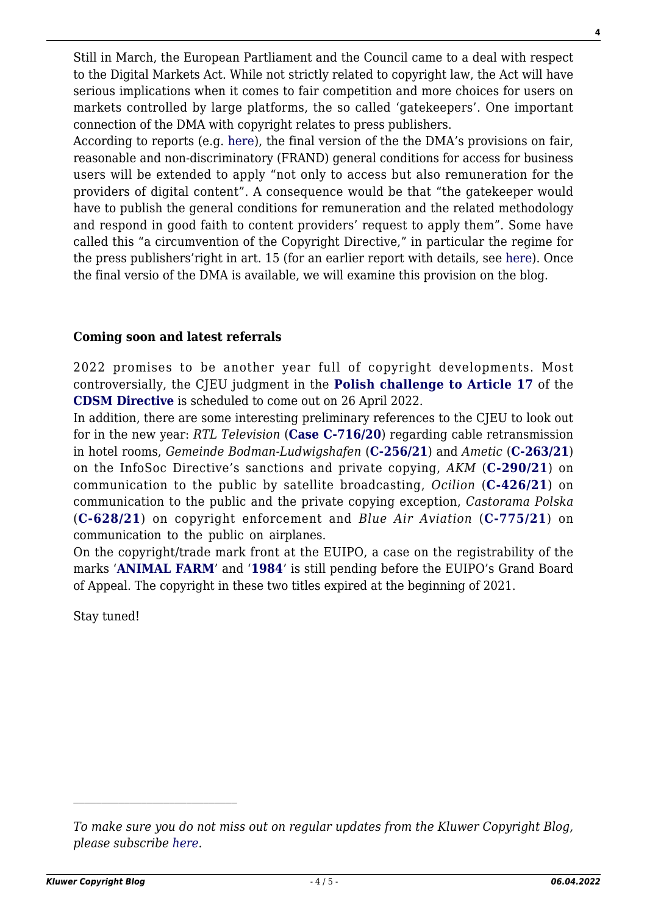Still in March, the European Partliament and the Council came to a deal with respect to the Digital Markets Act. While not strictly related to copyright law, the Act will have serious implications when it comes to fair competition and more choices for users on markets controlled by large platforms, the so called 'gatekeepers'. One important connection of the DMA with copyright relates to press publishers.

According to reports (e.g. here), the final version of the the DMA's provisions on fair, reasonable and non-discriminatory (FRAND) general conditions for access for business users will be extended to apply "not only to access but also remuneration for the providers of digital content". A consequence would be that "the gatekeeper would have to publish the general conditions for remuneration and the related methodology and respond in good faith to content providers' request to apply them". Some have called this "a circumvention of the Copyright Directive," in particular the regime for the press publishers'right in art. 15 (for an earlier report with details, see here). Once the final versio of the DMA is available, we will examine this provision on the blog.

**Coming soon and latest referrals**

2022 promises to be another year full of copyright developments. Most controversially, the CJEU judgment in the **Polish challenge to Article 17** of the **CDSM Directive** is scheduled to come out on 26 April 2022.

In addition, there are some interesting preliminary references to the CJEU to look out for in the new year: *RTL Television* (**Case C-716/20**) regarding cable retransmission in hotel rooms, *Gemeinde Bodman-Ludwigshafen* (**C-256/21**) and *Ametic* (**C-263/21**) on the InfoSoc Directive's sanctions and private copying, *AKM* (**C-290/21**) on communication to the public by satellite broadcasting, *Ocilion* (**C-426/21**) on communication to the public and the private copying exception, *Castorama Polska* (**C-628/21**) on copyright enforcement and *Blue Air Aviation* (**C-775/21**) on communication to the public on airplanes.

On the copyright/trade mark front at the EUIPO, a case on the registrability of the marks '**ANIMAL FARM**' and '**1984**' is still pending before the EUIPO's Grand Board of Appeal. The copyright in these two titles expired at the beginning of 2021.

Stay tuned!

---

*To make sure you do not miss out on regular updates from the Kluwer Copyright Blog, please subscribe here.*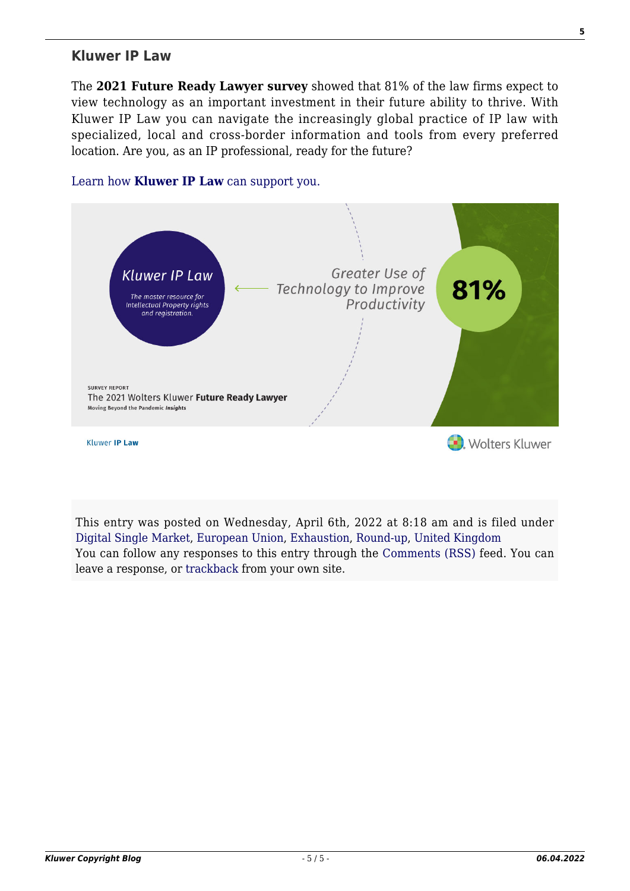## Kluwer IP Law

The **2021 Future Ready Lawyer survey** showed that 81% of the law firms expect to view technology as an important investment in their future ability to thrive. With Kluwer IP Law you can navigate the increasingly global practice of IP law with specialized, local and cross-border information and tools from every preferred location. Are you, as an IP professional, ready for the future?

Learn how **Kluwer IP Law** can support you.

Kluwer IP Law

The master resource for Intellectual Property rights and registration.

Greater Use of Technology to Improve Productivity

81%

SURVEY REPORT

The 2021 Wolters Kluwer **Future Ready Lawyer**

Moving Beyond the Pandemic *Insights*

Kluwer **IP Law**

Wolters Kluwer

This entry was posted on Wednesday, April 6th, 2022 at 8:18 am and is filed under Digital Single Market, European Union, Exhaustion, Round-up, United Kingdom
You can follow any responses to this entry through the Comments (RSS) feed. You can leave a response, or trackback from your own site.